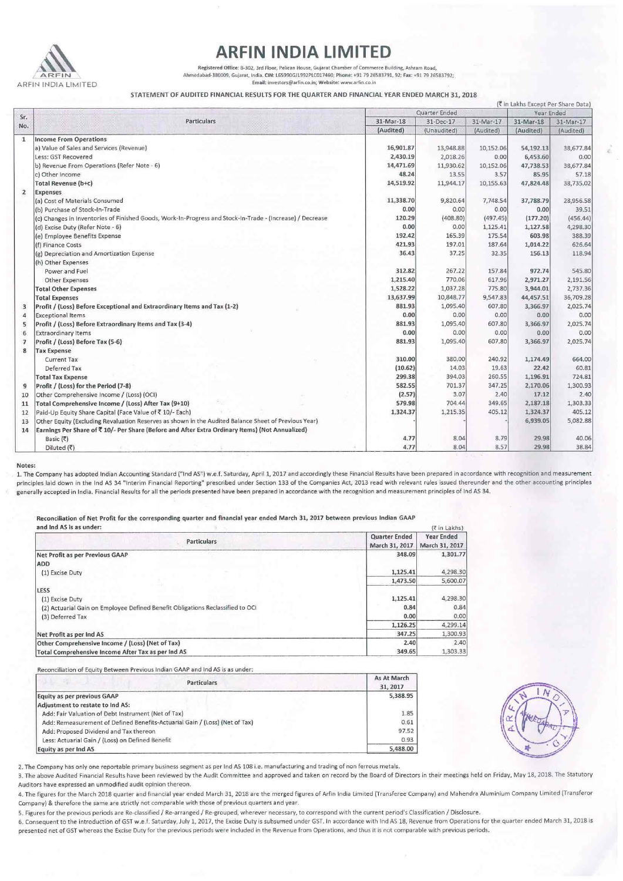# ARFIN INDIA LIMITED

Registered Office: B-302, 3rd Floor, Pelican House, Gujarat Chamber of Commerce Building, Ashram Road, Ahmedabad-380009, Gujarat, India. CIN: L65990GJ1992PLC017460; Phone: +91 79 26583791, 92; Fax: +91 79 26583792; Email: investors@arfin.co.in; Website: www.arfin.co.in

## STATEMENT OF AUDITED FINANCIAL RESULTS FOR THE QUARTER AND FINANCIAL YEAR ENDED MARCH 31, 2018

(₹ in Lakhs Except Per Share Data)

| Sr. No. | Particulars | Quarter Ended | | | Year Ended | |
|---|---|---|---|---|---|---|
| | | 31-Mar-18 | 31-Dec-17 | 31-Mar-17 | 31-Mar-18 | 31-Mar-17 |
| | | (Audited) | (Unaudited) | (Audited) | (Audited) | (Audited) |
| 1 | **Income From Operations** | | | | | |
| | a) Value of Sales and Services (Revenue) | 16,901.87 | 13,948.88 | 10,152.06 | 54,192.13 | 38,677.84 |
| | Less: GST Recovered | 2,430.19 | 2,018.26 | 0.00 | 6,453.60 | 0.00 |
| | b) Revenue From Operations (Refer Note - 6) | 14,471.69 | 11,930.62 | 10,152.06 | 47,738.53 | 38,677.84 |
| | c) Other Income | 48.24 | 13.55 | 3.57 | 85.95 | 57.18 |
| | **Total Revenue (b+c)** | 14,519.92 | 11,944.17 | 10,155.63 | 47,824.48 | 38,735.02 |
| 2 | **Expenses** | | | | | |
| | (a) Cost of Materials Consumed | 11,338.70 | 9,820.64 | 7,748.54 | 37,788.79 | 28,956.58 |
| | (b) Purchase of Stock-In-Trade | 0.00 | 0.00 | 0.00 | 0.00 | 39.51 |
| | (c) Changes in Inventories of Finished Goods, Work-In-Progress and Stock-In-Trade - (Increase) / Decrease | 120.29 | (408.80) | (497.45) | (177.20) | (456.44) |
| | (d) Excise Duty (Refer Note - 6) | 0.00 | 0.00 | 1,125.41 | 1,127.58 | 4,298.30 |
| | (e) Employee Benefits Expense | 192.42 | 165.39 | 175.54 | 603.98 | 388.39 |
| | (f) Finance Costs | 421.93 | 197.01 | 187.64 | 1,014.22 | 626.64 |
| | (g) Depreciation and Amortization Expense | 36.43 | 37.25 | 32.35 | 156.13 | 118.94 |
| | (h) Other Expenses | | | | | |
| | Power and Fuel | 312.82 | 267.22 | 157.84 | 972.74 | 545.80 |
| | Other Expenses | 1,215.40 | 770.06 | 617.96 | 2,971.27 | 2,191.56 |
| | **Total Other Expenses** | 1,528.22 | 1,037.28 | 775.80 | 3,944.01 | 2,737.36 |
| | **Total Expenses** | 13,637.99 | 10,848.77 | 9,547.83 | 44,457.51 | 36,709.28 |
| 3 | **Profit / (Loss) Before Exceptional and Extraordinary Items and Tax (1-2)** | 881.93 | 1,095.40 | 607.80 | 3,366.97 | 2,025.74 |
| 4 | Exceptional Items | 0.00 | 0.00 | 0.00 | 0.00 | 0.00 |
| 5 | **Profit / (Loss) Before Extraordinary Items and Tax (3-4)** | 881.93 | 1,095.40 | 607.80 | 3,366.97 | 2,025.74 |
| 6 | Extraordinary Items | 0.00 | 0.00 | 0.00 | 0.00 | 0.00 |
| 7 | **Profit / (Loss) Before Tax (5-6)** | 881.93 | 1,095.40 | 607.80 | 3,366.97 | 2,025.74 |
| 8 | **Tax Expense** | | | | | |
| | Current Tax | 310.00 | 380.00 | 240.92 | 1,174.49 | 664.00 |
| | Deferred Tax | (10.62) | 14.03 | 19.63 | 22.42 | 60.81 |
| | **Total Tax Expense** | 299.38 | 394.03 | 260.55 | 1,196.91 | 724.81 |
| 9 | **Profit / (Loss) for the Period (7-8)** | 582.55 | 701.37 | 347.25 | 2,170.06 | 1,300.93 |
| 10 | Other Comprehensive Income / (Loss) (OCI) | (2.57) | 3.07 | 2.40 | 17.12 | 2.40 |
| 11 | **Total Comprehensive Income / (Loss) After Tax (9+10)** | 579.98 | 704.44 | 349.65 | 2,187.18 | 1,303.33 |
| 12 | Paid-Up Equity Share Capital (Face Value of ₹ 10/- Each) | 1,324.37 | 1,215.35 | 405.12 | 1,324.37 | 405.12 |
| 13 | Other Equity (Excluding Revaluation Reserves as shown in the Audited Balance Sheet of Previous Year) | - | - | - | 6,939.05 | 5,082.88 |
| 14 | **Earnings Per Share of ₹ 10/- Per Share (Before and After Extra Ordinary Items) (Not Annualized)** | | | | | |
| | Basic (₹) | 4.77 | 8.04 | 8.79 | 29.98 | 40.06 |
| | Diluted (₹) | 4.77 | 8.04 | 8.57 | 29.98 | 38.84 |

**Notes:**

1. The Company has adopted Indian Accounting Standard ("Ind AS") w.e.f. Saturday, April 1, 2017 and accordingly these Financial Results have been prepared in accordance with recognition and measurement principles laid down in the Ind AS 34 "Interim Financial Reporting" prescribed under Section 133 of the Companies Act, 2013 read with relevant rules issued thereunder and the other accounting principles generally accepted in India. Financial Results for all the periods presented have been prepared in accordance with the recognition and measurement principles of Ind AS 34.

**Reconciliation of Net Profit for the corresponding quarter and financial year ended March 31, 2017 between previous Indian GAAP and Ind AS is as under:**

(₹ in Lakhs)

| Particulars | Quarter Ended March 31, 2017 | Year Ended March 31, 2017 |
|---|---|---|
| **Net Profit as per Previous GAAP** | 348.09 | 1,301.77 |
| **ADD** | | |
| (1) Excise Duty | 1,125.41 | 4,298.30 |
| | 1,473.50 | 5,600.07 |
| **LESS** | | |
| (1) Excise Duty | 1,125.41 | 4,298.30 |
| (2) Actuarial Gain on Employee Defined Benefit Obligations Reclassified to OCI | 0.84 | 0.84 |
| (3) Deferred Tax | 0.00 | 0.00 |
| | 1,126.25 | 4,299.14 |
| **Net Profit as per Ind AS** | 347.25 | 1,300.93 |
| **Other Comprehensive Income / (Loss) (Net of Tax)** | 2.40 | 2.40 |
| **Total Comprehensive Income After Tax as per Ind AS** | 349.65 | 1,303.33 |

Reconciliation of Equity Between Previous Indian GAAP and Ind AS is as under:

| Particulars | As At March 31, 2017 |
|---|---|
| **Equity as per previous GAAP** | 5,388.95 |
| **Adjustment to restate to Ind AS:** | |
| Add: Fair Valuation of Debt Instrument (Net of Tax) | 1.85 |
| Add: Remeasurement of Defined Benefits-Actuarial Gain / (Loss) (Net of Tax) | 0.61 |
| Add: Proposed Dividend and Tax thereon | 97.52 |
| Less: Actuarial Gain / (Loss) on Defined Benefit | 0.93 |
| **Equity as per Ind AS** | 5,488.00 |

2. The Company has only one reportable primary business segment as per Ind AS 108 i.e. manufacturing and trading of non ferrous metals.

3. The above Audited Financial Results have been reviewed by the Audit Committee and approved and taken on record by the Board of Directors in their meetings held on Friday, May 18, 2018. The Statutory Auditors have expressed an unmodified audit opinion thereon.

4. The figures for the March 2018 quarter and financial year ended March 31, 2018 are the merged figures of Arfin India Limited (Transferee Company) and Mahendra Aluminium Company Limited (Transferor Company) & therefore the same are strictly not comparable with those of previous quarters and year.

5. Figures for the previous periods are Re-classified / Re-arranged / Re-grouped, wherever necessary, to correspond with the current period's Classification / Disclosure.

6. Consequent to the introduction of GST w.e.f. Saturday, July 1, 2017, the Excise Duty is subsumed under GST. In accordance with Ind AS 18, Revenue from Operations for the quarter ended March 31, 2018 is presented net of GST whereas the Excise Duty for the previous periods were included in the Revenue from Operations, and thus it is not comparable with previous periods.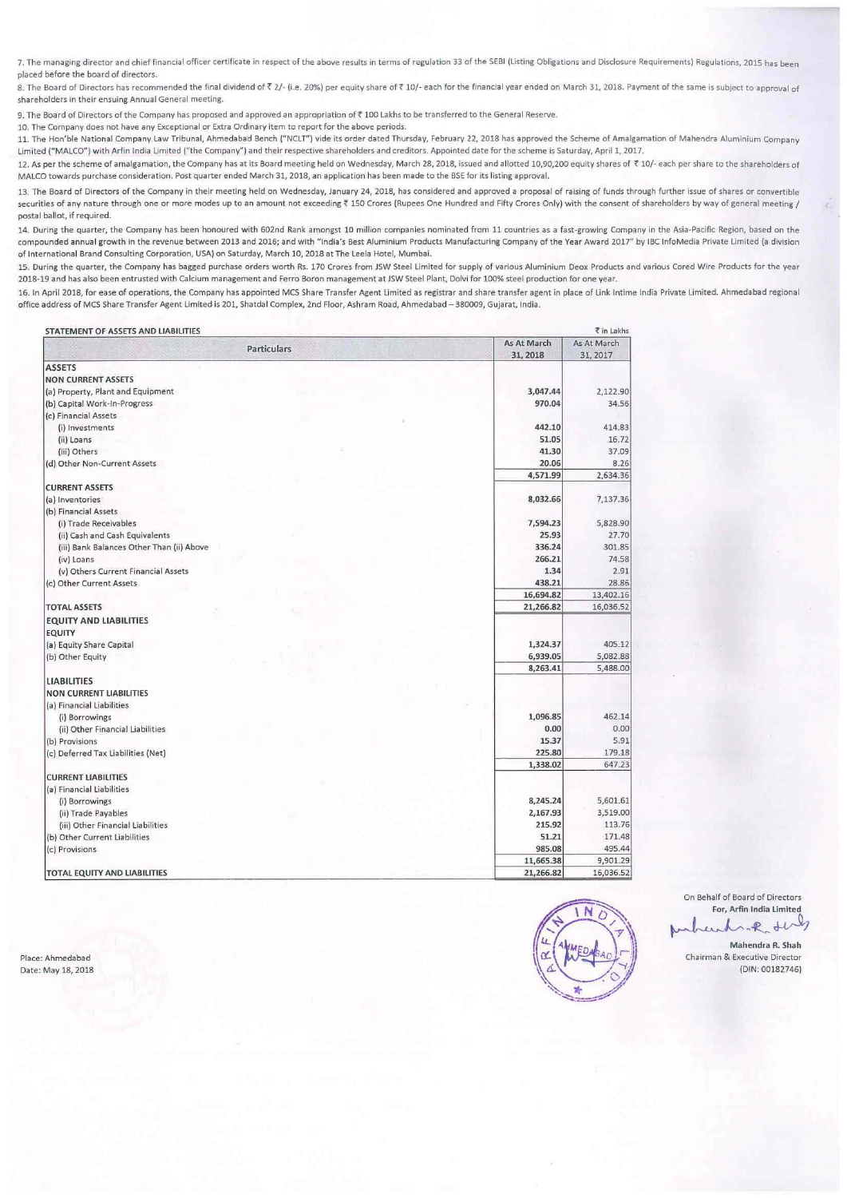7. The managing director and chief financial officer certificate in respect of the above results in terms of regulation 33 of the SEBI (Listing Obligations and Disclosure Requirements) Regulations, 2015 has been placed before the board of directors.

8. The Board of Directors has recommended the final dividend of ₹ 2/- (i.e. 20%) per equity share of ₹ 10/- each for the financial year ended on March 31, 2018. Payment of the same is subject to approval of shareholders in their ensuing Annual General meeting.

9. The Board of Directors of the Company has proposed and approved an appropriation of ₹ 100 Lakhs to be transferred to the General Reserve.

10. The Company does not have any Exceptional or Extra Ordinary item to report for the above periods.

11. The Hon'ble National Company Law Tribunal, Ahmedabad Bench ("NCLT") vide its order dated Thursday, February 22, 2018 has approved the Scheme of Amalgamation of Mahendra Aluminium Company Limited ("MALCO") with Arfin India Limited ("the Company") and their respective shareholders and creditors. Appointed date for the scheme is Saturday, April 1, 2017.

12. As per the scheme of amalgamation, the Company has at its Board meeting held on Wednesday, March 28, 2018, issued and allotted 10,90,200 equity shares of ₹ 10/- each per share to the shareholders of MALCO towards purchase consideration. Post quarter ended March 31, 2018, an application has been made to the BSE for its listing approval.

13. The Board of Directors of the Company in their meeting held on Wednesday, January 24, 2018, has considered and approved a proposal of raising of funds through further issue of shares or convertible securities of any nature through one or more modes up to an amount not exceeding ₹ 150 Crores (Rupees One Hundred and Fifty Crores Only) with the consent of shareholders by way of general meeting / postal ballot, if required.

14. During the quarter, the Company has been honoured with 602nd Rank amongst 10 million companies nominated from 11 countries as a fast-growing Company in the Asia-Pacific Region, based on the compounded annual growth in the revenue between 2013 and 2016; and with "India's Best Aluminium Products Manufacturing Company of the Year Award 2017" by IBC InfoMedia Private Limited (a division of International Brand Consulting Corporation, USA) on Saturday, March 10, 2018 at The Leela Hotel, Mumbai.

15. During the quarter, the Company has bagged purchase orders worth Rs. 170 Crores from JSW Steel Limited for supply of various Aluminium Deox Products and various Cored Wire Products for the year 2018-19 and has also been entrusted with Calcium management and Ferro Boron management at JSW Steel Plant, Dolvi for 100% steel production for one year.

16. In April 2018, for ease of operations, the Company has appointed MCS Share Transfer Agent Limited as registrar and share transfer agent in place of Link Intime India Private Limited. Ahmedabad regional office address of MCS Share Transfer Agent Limited is 201, Shatdal Complex, 2nd Floor, Ashram Road, Ahmedabad – 380009, Gujarat, India.

**STATEMENT OF ASSETS AND LIABILITIES** ₹ in Lakhs

| Particulars | As At March 31, 2018 | As At March 31, 2017 |
|---|---|---|
| **ASSETS** | | |
| **NON CURRENT ASSETS** | | |
| (a) Property, Plant and Equipment | 3,047.44 | 2,122.90 |
| (b) Capital Work-In-Progress | 970.04 | 34.56 |
| (c) Financial Assets | | |
| (i) Investments | 442.10 | 414.83 |
| (ii) Loans | 51.05 | 16.72 |
| (iii) Others | 41.30 | 37.09 |
| (d) Other Non-Current Assets | 20.06 | 8.26 |
| | 4,571.99 | 2,634.36 |
| **CURRENT ASSETS** | | |
| (a) Inventories | 8,032.66 | 7,137.36 |
| (b) Financial Assets | | |
| (i) Trade Receivables | 7,594.23 | 5,828.90 |
| (ii) Cash and Cash Equivalents | 25.93 | 27.70 |
| (iii) Bank Balances Other Than (ii) Above | 336.24 | 301.85 |
| (iv) Loans | 266.21 | 74.58 |
| (v) Others Current Financial Assets | 1.34 | 2.91 |
| (c) Other Current Assets | 438.21 | 28.86 |
| | 16,694.82 | 13,402.16 |
| **TOTAL ASSETS** | 21,266.82 | 16,036.52 |
| **EQUITY AND LIABILITIES** | | |
| **EQUITY** | | |
| (a) Equity Share Capital | 1,324.37 | 405.12 |
| (b) Other Equity | 6,939.05 | 5,082.88 |
| | 8,263.41 | 5,488.00 |
| **LIABILITIES** | | |
| **NON CURRENT LIABILITIES** | | |
| (a) Financial Liabilities | | |
| (i) Borrowings | 1,096.85 | 462.14 |
| (ii) Other Financial Liabilities | 0.00 | 0.00 |
| (b) Provisions | 15.37 | 5.91 |
| (c) Deferred Tax Liabilities (Net) | 225.80 | 179.18 |
| | 1,338.02 | 647.23 |
| **CURRENT LIABILITIES** | | |
| (a) Financial Liabilities | | |
| (i) Borrowings | 8,245.24 | 5,601.61 |
| (ii) Trade Payables | 2,167.93 | 3,519.00 |
| (iii) Other Financial Liabilities | 215.92 | 113.76 |
| (b) Other Current Liabilities | 51.21 | 171.48 |
| (c) Provisions | 985.08 | 495.44 |
| | 11,665.38 | 9,901.29 |
| **TOTAL EQUITY AND LIABILITIES** | 21,266.82 | 16,036.52 |

On Behalf of Board of Directors
**For, Arfin India Limited**

**Mahendra R. Shah**
Chairman & Executive Director
(DIN: 00182746)

Place: Ahmedabad
Date: May 18, 2018